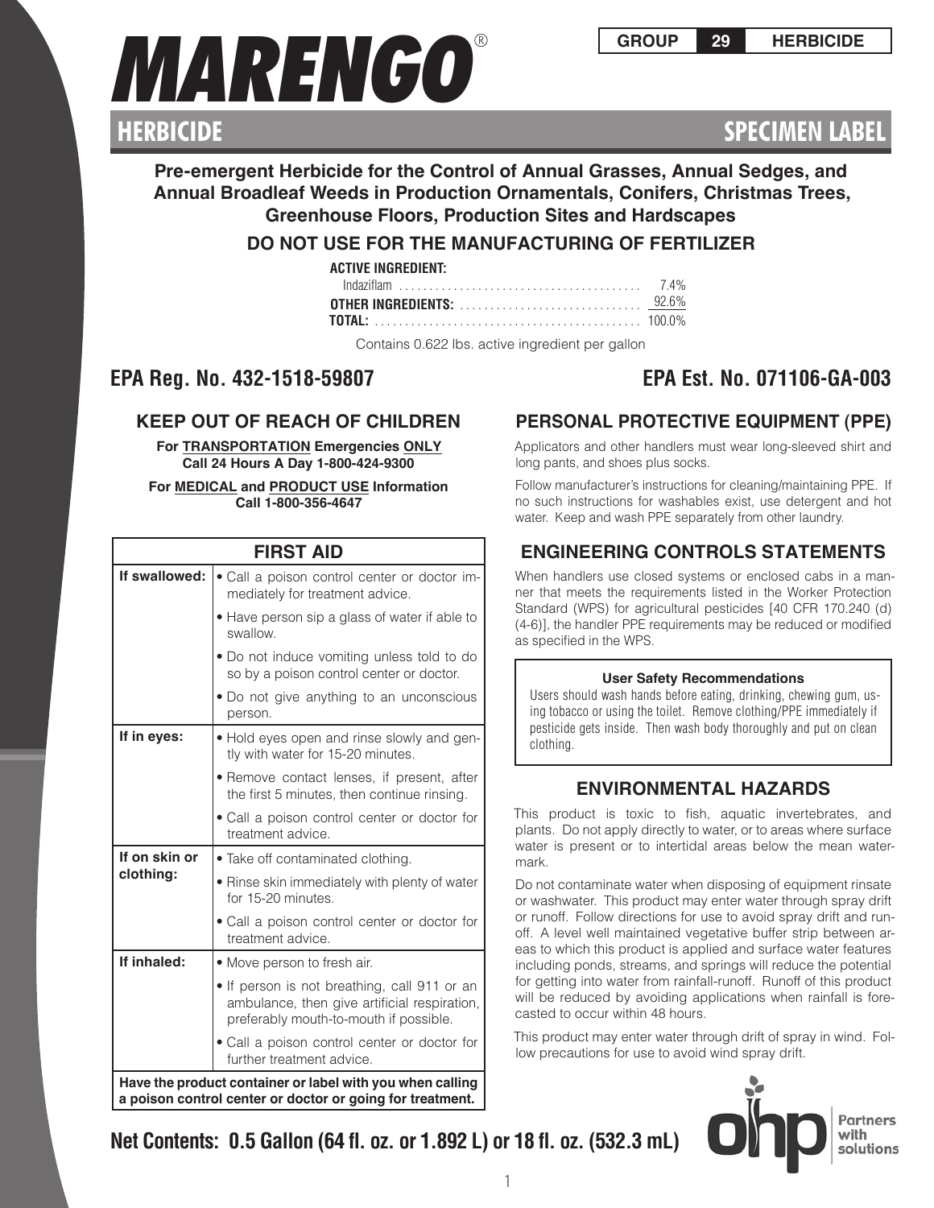# MARENGO®

**GROUP 29 HERBICIDE**

## HERBICIDE SPECIMEN LABEL

**Pre-emergent Herbicide for the Control of Annual Grasses, Annual Sedges, and Annual Broadleaf Weeds in Production Ornamentals, Conifers, Christmas Trees, Greenhouse Floors, Production Sites and Hardscapes**

**DO NOT USE FOR THE MANUFACTURING OF FERTILIZER**

| **ACTIVE INGREDIENT:** | |
|---|---|
| Indaziflam | 7.4% |
| **OTHER INGREDIENTS:** | 92.6% |
| **TOTAL:** | 100.0% |

Contains 0.622 lbs. active ingredient per gallon

**EPA Reg. No. 432-1518-59807**

**EPA Est. No. 071106-GA-003**

## KEEP OUT OF REACH OF CHILDREN

**For TRANSPORTATION Emergencies ONLY Call 24 Hours A Day 1-800-424-9300**

**For MEDICAL and PRODUCT USE Information Call 1-800-356-4647**

| FIRST AID | |
|---|---|
| **If swallowed:** | • Call a poison control center or doctor immediately for treatment advice.<br>• Have person sip a glass of water if able to swallow.<br>• Do not induce vomiting unless told to do so by a poison control center or doctor.<br>• Do not give anything to an unconscious person. |
| **If in eyes:** | • Hold eyes open and rinse slowly and gently with water for 15-20 minutes.<br>• Remove contact lenses, if present, after the first 5 minutes, then continue rinsing.<br>• Call a poison control center or doctor for treatment advice. |
| **If on skin or clothing:** | • Take off contaminated clothing.<br>• Rinse skin immediately with plenty of water for 15-20 minutes.<br>• Call a poison control center or doctor for treatment advice. |
| **If inhaled:** | • Move person to fresh air.<br>• If person is not breathing, call 911 or an ambulance, then give artificial respiration, preferably mouth-to-mouth if possible.<br>• Call a poison control center or doctor for further treatment advice. |
| **Have the product container or label with you when calling a poison control center or doctor or going for treatment.** | |

## PERSONAL PROTECTIVE EQUIPMENT (PPE)

Applicators and other handlers must wear long-sleeved shirt and long pants, and shoes plus socks.

Follow manufacturer's instructions for cleaning/maintaining PPE. If no such instructions for washables exist, use detergent and hot water. Keep and wash PPE separately from other laundry.

## ENGINEERING CONTROLS STATEMENTS

When handlers use closed systems or enclosed cabs in a manner that meets the requirements listed in the Worker Protection Standard (WPS) for agricultural pesticides [40 CFR 170.240 (d) (4-6)], the handler PPE requirements may be reduced or modified as specified in the WPS.

**User Safety Recommendations**

Users should wash hands before eating, drinking, chewing gum, using tobacco or using the toilet. Remove clothing/PPE immediately if pesticide gets inside. Then wash body thoroughly and put on clean clothing.

## ENVIRONMENTAL HAZARDS

This product is toxic to fish, aquatic invertebrates, and plants. Do not apply directly to water, or to areas where surface water is present or to intertidal areas below the mean watermark.

Do not contaminate water when disposing of equipment rinsate or washwater. This product may enter water through spray drift or runoff. Follow directions for use to avoid spray drift and runoff. A level well maintained vegetative buffer strip between areas to which this product is applied and surface water features including ponds, streams, and springs will reduce the potential for getting into water from rainfall-runoff. Runoff of this product will be reduced by avoiding applications when rainfall is forecasted to occur within 48 hours.

This product may enter water through drift of spray in wind. Follow precautions for use to avoid wind spray drift.

**Net Contents: 0.5 Gallon (64 fl. oz. or 1.892 L) or 18 fl. oz. (532.3 mL)**

ohp — Partners with solutions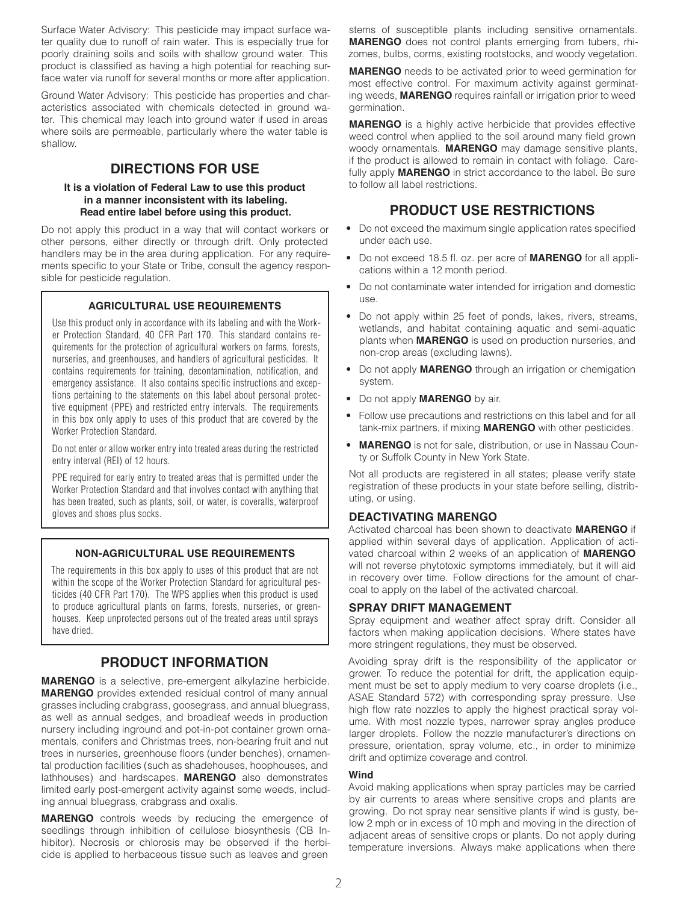Surface Water Advisory: This pesticide may impact surface water quality due to runoff of rain water. This is especially true for poorly draining soils and soils with shallow ground water. This product is classified as having a high potential for reaching surface water via runoff for several months or more after application.

Ground Water Advisory: This pesticide has properties and characteristics associated with chemicals detected in ground water. This chemical may leach into ground water if used in areas where soils are permeable, particularly where the water table is shallow.

## DIRECTIONS FOR USE

**It is a violation of Federal Law to use this product in a manner inconsistent with its labeling. Read entire label before using this product.**

Do not apply this product in a way that will contact workers or other persons, either directly or through drift. Only protected handlers may be in the area during application. For any requirements specific to your State or Tribe, consult the agency responsible for pesticide regulation.

### AGRICULTURAL USE REQUIREMENTS

Use this product only in accordance with its labeling and with the Worker Protection Standard, 40 CFR Part 170. This standard contains requirements for the protection of agricultural workers on farms, forests, nurseries, and greenhouses, and handlers of agricultural pesticides. It contains requirements for training, decontamination, notification, and emergency assistance. It also contains specific instructions and exceptions pertaining to the statements on this label about personal protective equipment (PPE) and restricted entry intervals. The requirements in this box only apply to uses of this product that are covered by the Worker Protection Standard.

Do not enter or allow worker entry into treated areas during the restricted entry interval (REI) of 12 hours.

PPE required for early entry to treated areas that is permitted under the Worker Protection Standard and that involves contact with anything that has been treated, such as plants, soil, or water, is coveralls, waterproof gloves and shoes plus socks.

### NON-AGRICULTURAL USE REQUIREMENTS

The requirements in this box apply to uses of this product that are not within the scope of the Worker Protection Standard for agricultural pesticides (40 CFR Part 170). The WPS applies when this product is used to produce agricultural plants on farms, forests, nurseries, or greenhouses. Keep unprotected persons out of the treated areas until sprays have dried.

## PRODUCT INFORMATION

**MARENGO** is a selective, pre-emergent alkylazine herbicide. **MARENGO** provides extended residual control of many annual grasses including crabgrass, goosegrass, and annual bluegrass, as well as annual sedges, and broadleaf weeds in production nursery including inground and pot-in-pot container grown ornamentals, conifers and Christmas trees, non-bearing fruit and nut trees in nurseries, greenhouse floors (under benches), ornamental production facilities (such as shadehouses, hoophouses, and lathhouses) and hardscapes. **MARENGO** also demonstrates limited early post-emergent activity against some weeds, including annual bluegrass, crabgrass and oxalis.

**MARENGO** controls weeds by reducing the emergence of seedlings through inhibition of cellulose biosynthesis (CB Inhibitor). Necrosis or chlorosis may be observed if the herbicide is applied to herbaceous tissue such as leaves and green stems of susceptible plants including sensitive ornamentals. **MARENGO** does not control plants emerging from tubers, rhizomes, bulbs, corms, existing rootstocks, and woody vegetation.

**MARENGO** needs to be activated prior to weed germination for most effective control. For maximum activity against germinating weeds, **MARENGO** requires rainfall or irrigation prior to weed germination.

**MARENGO** is a highly active herbicide that provides effective weed control when applied to the soil around many field grown woody ornamentals. **MARENGO** may damage sensitive plants, if the product is allowed to remain in contact with foliage. Carefully apply **MARENGO** in strict accordance to the label. Be sure to follow all label restrictions.

## PRODUCT USE RESTRICTIONS

- Do not exceed the maximum single application rates specified under each use.
- Do not exceed 18.5 fl. oz. per acre of **MARENGO** for all applications within a 12 month period.
- Do not contaminate water intended for irrigation and domestic use.
- Do not apply within 25 feet of ponds, lakes, rivers, streams, wetlands, and habitat containing aquatic and semi-aquatic plants when **MARENGO** is used on production nurseries, and non-crop areas (excluding lawns).
- Do not apply **MARENGO** through an irrigation or chemigation system.
- Do not apply **MARENGO** by air.
- Follow use precautions and restrictions on this label and for all tank-mix partners, if mixing **MARENGO** with other pesticides.
- **MARENGO** is not for sale, distribution, or use in Nassau County or Suffolk County in New York State.

Not all products are registered in all states; please verify state registration of these products in your state before selling, distributing, or using.

### DEACTIVATING MARENGO

Activated charcoal has been shown to deactivate **MARENGO** if applied within several days of application. Application of activated charcoal within 2 weeks of an application of **MARENGO** will not reverse phytotoxic symptoms immediately, but it will aid in recovery over time. Follow directions for the amount of charcoal to apply on the label of the activated charcoal.

### SPRAY DRIFT MANAGEMENT

Spray equipment and weather affect spray drift. Consider all factors when making application decisions. Where states have more stringent regulations, they must be observed.

Avoiding spray drift is the responsibility of the applicator or grower. To reduce the potential for drift, the application equipment must be set to apply medium to very coarse droplets (i.e., ASAE Standard 572) with corresponding spray pressure. Use high flow rate nozzles to apply the highest practical spray volume. With most nozzle types, narrower spray angles produce larger droplets. Follow the nozzle manufacturer's directions on pressure, orientation, spray volume, etc., in order to minimize drift and optimize coverage and control.

#### Wind

Avoid making applications when spray particles may be carried by air currents to areas where sensitive crops and plants are growing. Do not spray near sensitive plants if wind is gusty, below 2 mph or in excess of 10 mph and moving in the direction of adjacent areas of sensitive crops or plants. Do not apply during temperature inversions. Always make applications when there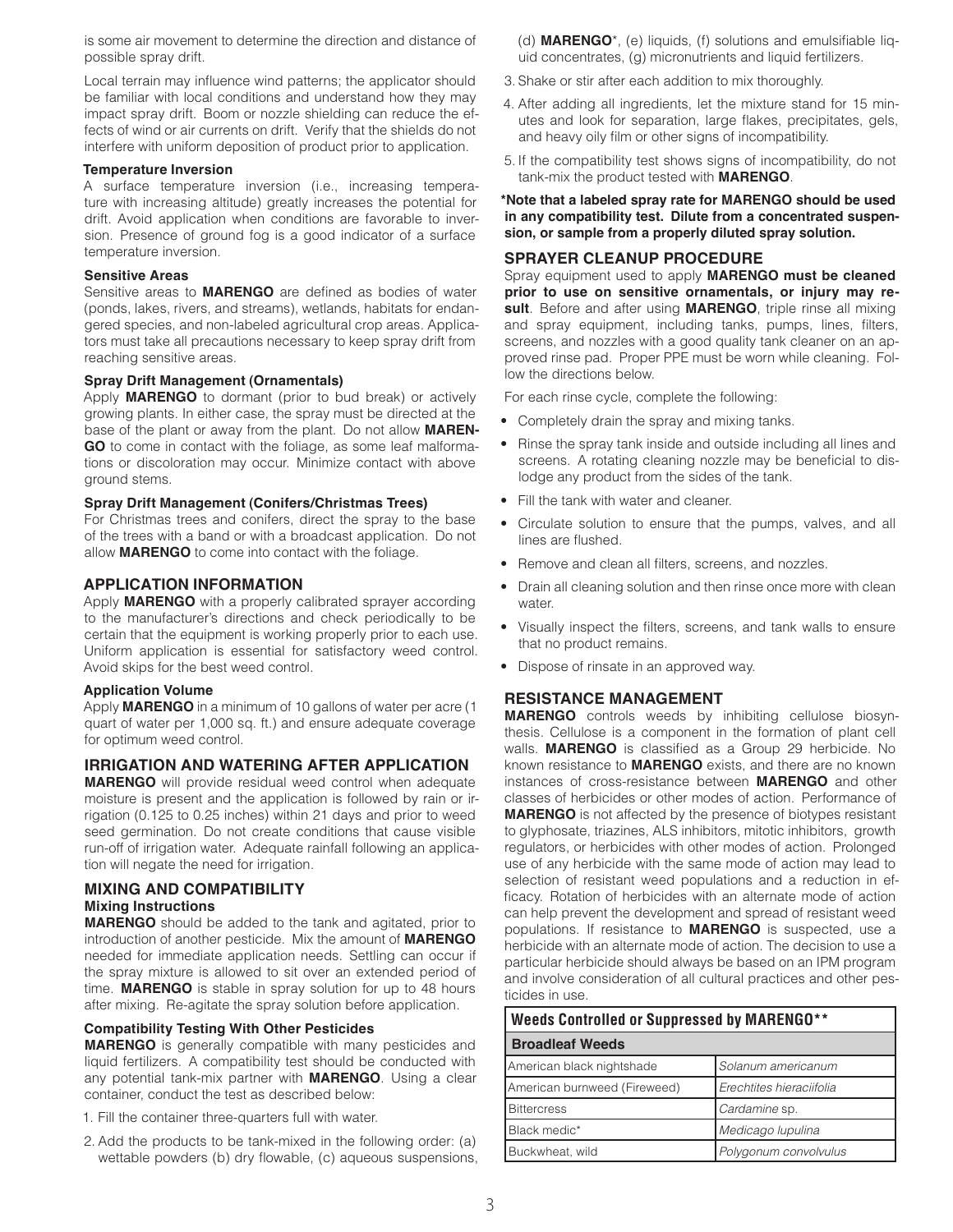is some air movement to determine the direction and distance of possible spray drift.

Local terrain may influence wind patterns; the applicator should be familiar with local conditions and understand how they may impact spray drift. Boom or nozzle shielding can reduce the effects of wind or air currents on drift. Verify that the shields do not interfere with uniform deposition of product prior to application.

#### Temperature Inversion

A surface temperature inversion (i.e., increasing temperature with increasing altitude) greatly increases the potential for drift. Avoid application when conditions are favorable to inversion. Presence of ground fog is a good indicator of a surface temperature inversion.

#### Sensitive Areas

Sensitive areas to **MARENGO** are defined as bodies of water (ponds, lakes, rivers, and streams), wetlands, habitats for endangered species, and non-labeled agricultural crop areas. Applicators must take all precautions necessary to keep spray drift from reaching sensitive areas.

#### Spray Drift Management (Ornamentals)

Apply **MARENGO** to dormant (prior to bud break) or actively growing plants. In either case, the spray must be directed at the base of the plant or away from the plant. Do not allow **MARENGO** to come in contact with the foliage, as some leaf malformations or discoloration may occur. Minimize contact with above ground stems.

#### Spray Drift Management (Conifers/Christmas Trees)

For Christmas trees and conifers, direct the spray to the base of the trees with a band or with a broadcast application. Do not allow **MARENGO** to come into contact with the foliage.

## APPLICATION INFORMATION

Apply **MARENGO** with a properly calibrated sprayer according to the manufacturer's directions and check periodically to be certain that the equipment is working properly prior to each use. Uniform application is essential for satisfactory weed control. Avoid skips for the best weed control.

#### Application Volume

Apply **MARENGO** in a minimum of 10 gallons of water per acre (1 quart of water per 1,000 sq. ft.) and ensure adequate coverage for optimum weed control.

## IRRIGATION AND WATERING AFTER APPLICATION

**MARENGO** will provide residual weed control when adequate moisture is present and the application is followed by rain or irrigation (0.125 to 0.25 inches) within 21 days and prior to weed seed germination. Do not create conditions that cause visible run-off of irrigation water. Adequate rainfall following an application will negate the need for irrigation.

## MIXING AND COMPATIBILITY

#### Mixing Instructions

**MARENGO** should be added to the tank and agitated, prior to introduction of another pesticide. Mix the amount of **MARENGO** needed for immediate application needs. Settling can occur if the spray mixture is allowed to sit over an extended period of time. **MARENGO** is stable in spray solution for up to 48 hours after mixing. Re-agitate the spray solution before application.

#### Compatibility Testing With Other Pesticides

**MARENGO** is generally compatible with many pesticides and liquid fertilizers. A compatibility test should be conducted with any potential tank-mix partner with **MARENGO**. Using a clear container, conduct the test as described below:

1. Fill the container three-quarters full with water.
2. Add the products to be tank-mixed in the following order: (a) wettable powders (b) dry flowable, (c) aqueous suspensions, (d) **MARENGO***, (e) liquids, (f) solutions and emulsifiable liquid concentrates, (g) micronutrients and liquid fertilizers.
3. Shake or stir after each addition to mix thoroughly.
4. After adding all ingredients, let the mixture stand for 15 minutes and look for separation, large flakes, precipitates, gels, and heavy oily film or other signs of incompatibility.
5. If the compatibility test shows signs of incompatibility, do not tank-mix the product tested with **MARENGO**.

**\*Note that a labeled spray rate for MARENGO should be used in any compatibility test. Dilute from a concentrated suspension, or sample from a properly diluted spray solution.**

## SPRAYER CLEANUP PROCEDURE

Spray equipment used to apply **MARENGO must be cleaned prior to use on sensitive ornamentals, or injury may result**. Before and after using **MARENGO**, triple rinse all mixing and spray equipment, including tanks, pumps, lines, filters, screens, and nozzles with a good quality tank cleaner on an approved rinse pad. Proper PPE must be worn while cleaning. Follow the directions below.

For each rinse cycle, complete the following:

- Completely drain the spray and mixing tanks.
- Rinse the spray tank inside and outside including all lines and screens. A rotating cleaning nozzle may be beneficial to dislodge any product from the sides of the tank.
- Fill the tank with water and cleaner.
- Circulate solution to ensure that the pumps, valves, and all lines are flushed.
- Remove and clean all filters, screens, and nozzles.
- Drain all cleaning solution and then rinse once more with clean water.
- Visually inspect the filters, screens, and tank walls to ensure that no product remains.
- Dispose of rinsate in an approved way.

## RESISTANCE MANAGEMENT

**MARENGO** controls weeds by inhibiting cellulose biosynthesis. Cellulose is a component in the formation of plant cell walls. **MARENGO** is classified as a Group 29 herbicide. No known resistance to **MARENGO** exists, and there are no known instances of cross-resistance between **MARENGO** and other classes of herbicides or other modes of action. Performance of **MARENGO** is not affected by the presence of biotypes resistant to glyphosate, triazines, ALS inhibitors, mitotic inhibitors, growth regulators, or herbicides with other modes of action. Prolonged use of any herbicide with the same mode of action may lead to selection of resistant weed populations and a reduction in efficacy. Rotation of herbicides with an alternate mode of action can help prevent the development and spread of resistant weed populations. If resistance to **MARENGO** is suspected, use a herbicide with an alternate mode of action. The decision to use a particular herbicide should always be based on an IPM program and involve consideration of all cultural practices and other pesticides in use.

| Weeds Controlled or Suppressed by MARENGO** | |
|---|---|
| **Broadleaf Weeds** | |
| American black nightshade | *Solanum americanum* |
| American burnweed (Fireweed) | *Erechtites hieraciifolia* |
| Bittercress | *Cardamine* sp. |
| Black medic* | *Medicago lupulina* |
| Buckwheat, wild | *Polygonum convolvulus* |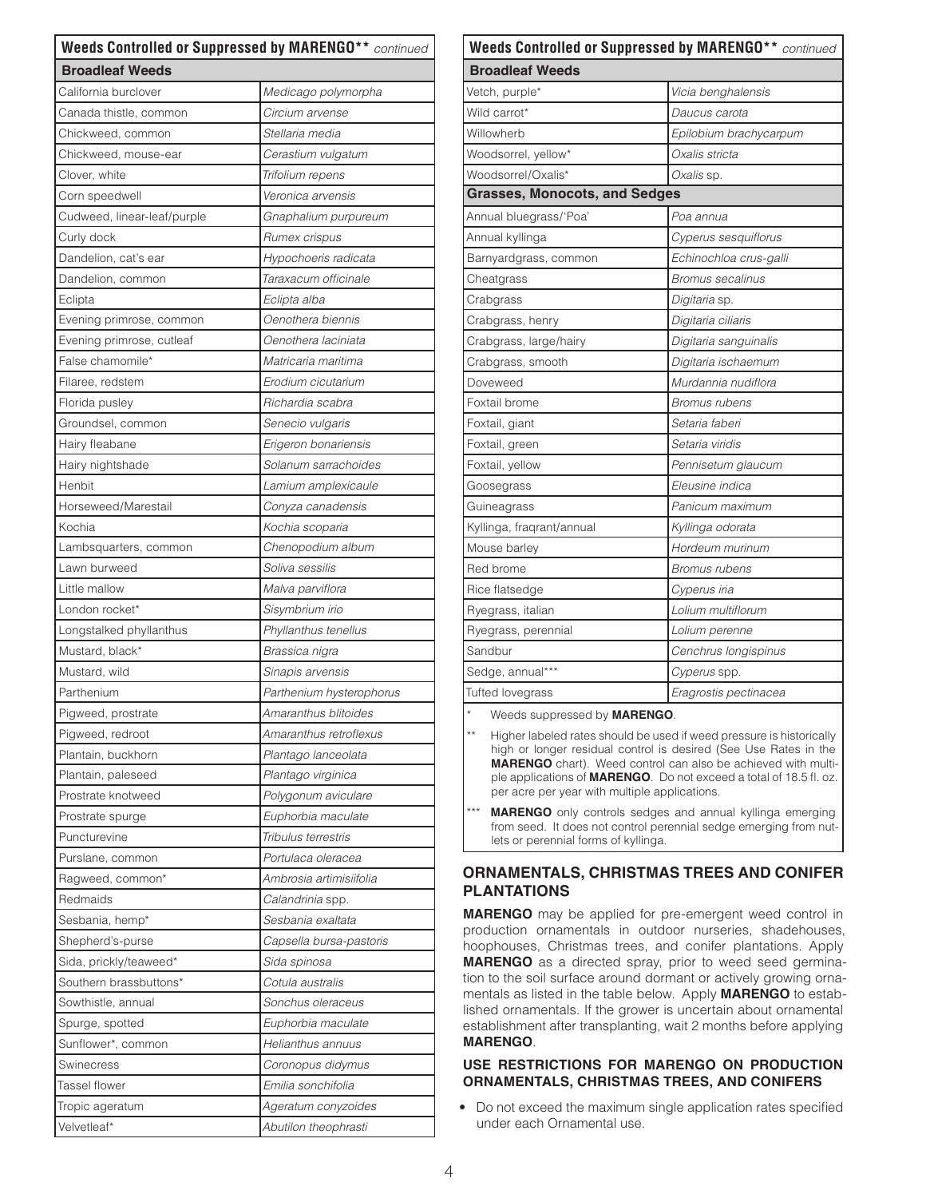## Weeds Controlled or Suppressed by MARENGO** *continued*

| Broadleaf Weeds | |
|---|---|
| California burclover | *Medicago polymorpha* |
| Canada thistle, common | *Circium arvense* |
| Chickweed, common | *Stellaria media* |
| Chickweed, mouse-ear | *Cerastium vulgatum* |
| Clover, white | *Trifolium repens* |
| Corn speedwell | *Veronica arvensis* |
| Cudweed, linear-leaf/purple | *Gnaphalium purpureum* |
| Curly dock | *Rumex crispus* |
| Dandelion, cat's ear | *Hypochoeris radicata* |
| Dandelion, common | *Taraxacum officinale* |
| Eclipta | *Eclipta alba* |
| Evening primrose, common | *Oenothera biennis* |
| Evening primrose, cutleaf | *Oenothera laciniata* |
| False chamomile* | *Matricaria maritima* |
| Filaree, redstem | *Erodium cicutarium* |
| Florida pusley | *Richardia scabra* |
| Groundsel, common | *Senecio vulgaris* |
| Hairy fleabane | *Erigeron bonariensis* |
| Hairy nightshade | *Solanum sarrachoides* |
| Henbit | *Lamium amplexicaule* |
| Horseweed/Marestail | *Conyza canadensis* |
| Kochia | *Kochia scoparia* |
| Lambsquarters, common | *Chenopodium album* |
| Lawn burweed | *Soliva sessilis* |
| Little mallow | *Malva parviflora* |
| London rocket* | *Sisymbrium irio* |
| Longstalked phyllanthus | *Phyllanthus tenellus* |
| Mustard, black* | *Brassica nigra* |
| Mustard, wild | *Sinapis arvensis* |
| Parthenium | *Parthenium hysterophorus* |
| Pigweed, prostrate | *Amaranthus blitoides* |
| Pigweed, redroot | *Amaranthus retroflexus* |
| Plantain, buckhorn | *Plantago lanceolata* |
| Plantain, paleseed | *Plantago virginica* |
| Prostrate knotweed | *Polygonum aviculare* |
| Prostrate spurge | *Euphorbia maculate* |
| Puncturevine | *Tribulus terrestris* |
| Purslane, common | *Portulaca oleracea* |
| Ragweed, common* | *Ambrosia artimisiifolia* |
| Redmaids | *Calandrinia* spp. |
| Sesbania, hemp* | *Sesbania exaltata* |
| Shepherd's-purse | *Capsella bursa-pastoris* |
| Sida, prickly/teaweed* | *Sida spinosa* |
| Southern brassbuttons* | *Cotula australis* |
| Sowthistle, annual | *Sonchus oleraceus* |
| Spurge, spotted | *Euphorbia maculate* |
| Sunflower*, common | *Helianthus annuus* |
| Swinecress | *Coronopus didymus* |
| Tassel flower | *Emilia sonchifolia* |
| Tropic ageratum | *Ageratum conyzoides* |
| Velvetleaf* | *Abutilon theophrasti* |
| Vetch, purple* | *Vicia benghalensis* |
| Wild carrot* | *Daucus carota* |
| Willowherb | *Epilobium brachycarpum* |
| Woodsorrel, yellow* | *Oxalis stricta* |
| Woodsorrel/Oxalis* | *Oxalis* sp. |
| **Grasses, Monocots, and Sedges** | |
| Annual bluegrass/'Poa' | *Poa annua* |
| Annual kyllinga | *Cyperus sesquiflorus* |
| Barnyardgrass, common | *Echinochloa crus-galli* |
| Cheatgrass | *Bromus secalinus* |
| Crabgrass | *Digitaria* sp. |
| Crabgrass, henry | *Digitaria ciliaris* |
| Crabgrass, large/hairy | *Digitaria sanguinalis* |
| Crabgrass, smooth | *Digitaria ischaemum* |
| Doveweed | *Murdannia nudiflora* |
| Foxtail brome | *Bromus rubens* |
| Foxtail, giant | *Setaria faberi* |
| Foxtail, green | *Setaria viridis* |
| Foxtail, yellow | *Pennisetum glaucum* |
| Goosegrass | *Eleusine indica* |
| Guineagrass | *Panicum maximum* |
| Kyllinga, fraqrant/annual | *Kyllinga odorata* |
| Mouse barley | *Hordeum murinum* |
| Red brome | *Bromus rubens* |
| Rice flatsedge | *Cyperus iria* |
| Ryegrass, italian | *Lolium multiflorum* |
| Ryegrass, perennial | *Lolium perenne* |
| Sandbur | *Cenchrus longispinus* |
| Sedge, annual*** | *Cyperus* spp. |
| Tufted lovegrass | *Eragrostis pectinacea* |

\* Weeds suppressed by **MARENGO**.

** Higher labeled rates should be used if weed pressure is historically high or longer residual control is desired (See Use Rates in the **MARENGO** chart). Weed control can also be achieved with multiple applications of **MARENGO**. Do not exceed a total of 18.5 fl. oz. per acre per year with multiple applications.

*** **MARENGO** only controls sedges and annual kyllinga emerging from seed. It does not control perennial sedge emerging from nutlets or perennial forms of kyllinga.

## ORNAMENTALS, CHRISTMAS TREES AND CONIFER PLANTATIONS

**MARENGO** may be applied for pre-emergent weed control in production ornamentals in outdoor nurseries, shadehouses, hoophouses, Christmas trees, and conifer plantations. Apply **MARENGO** as a directed spray, prior to weed seed germination to the soil surface around dormant or actively growing ornamentals as listed in the table below. Apply **MARENGO** to established ornamentals. If the grower is uncertain about ornamental establishment after transplanting, wait 2 months before applying **MARENGO**.

### USE RESTRICTIONS FOR MARENGO ON PRODUCTION ORNAMENTALS, CHRISTMAS TREES, AND CONIFERS

- Do not exceed the maximum single application rates specified under each Ornamental use.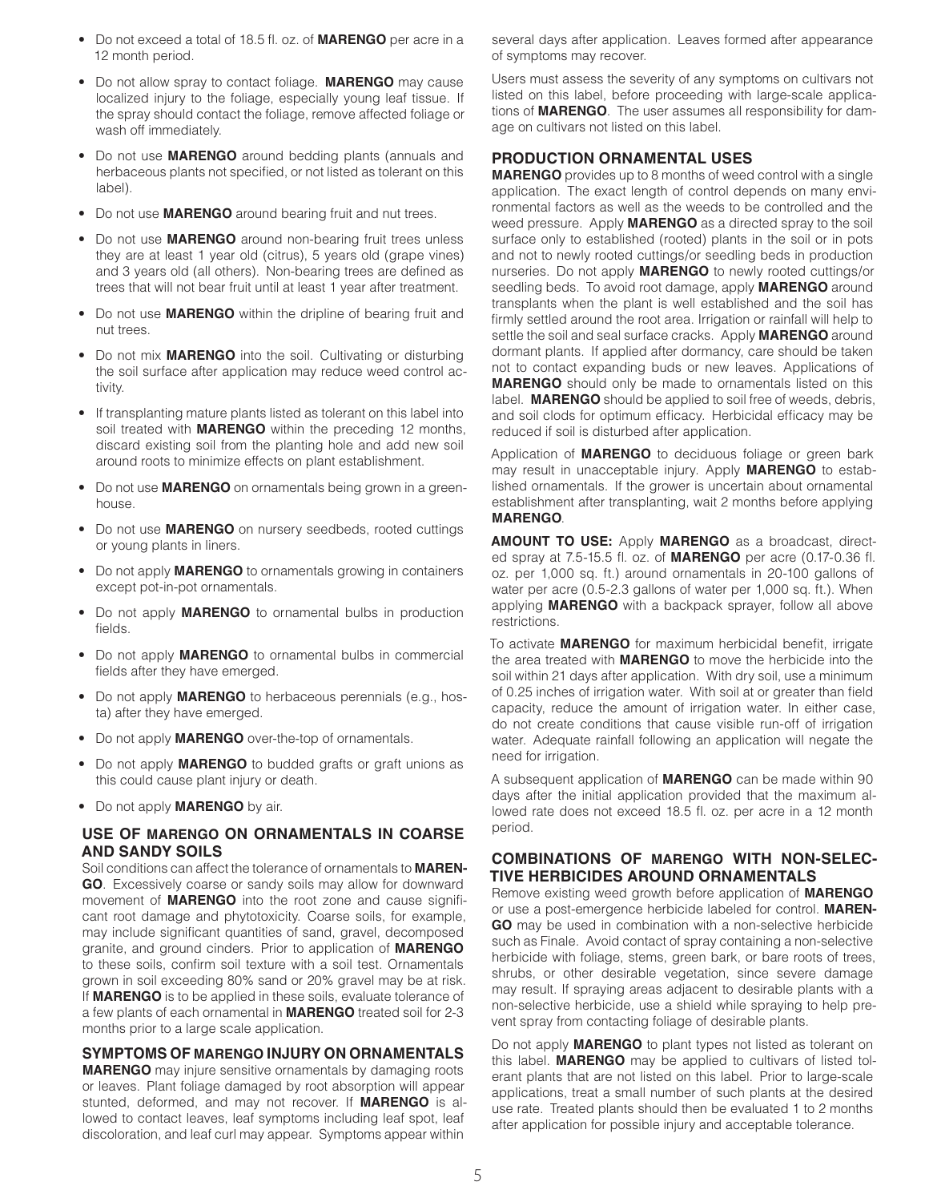- Do not exceed a total of 18.5 fl. oz. of **MARENGO** per acre in a 12 month period.
- Do not allow spray to contact foliage. **MARENGO** may cause localized injury to the foliage, especially young leaf tissue. If the spray should contact the foliage, remove affected foliage or wash off immediately.
- Do not use **MARENGO** around bedding plants (annuals and herbaceous plants not specified, or not listed as tolerant on this label).
- Do not use **MARENGO** around bearing fruit and nut trees.
- Do not use **MARENGO** around non-bearing fruit trees unless they are at least 1 year old (citrus), 5 years old (grape vines) and 3 years old (all others). Non-bearing trees are defined as trees that will not bear fruit until at least 1 year after treatment.
- Do not use **MARENGO** within the dripline of bearing fruit and nut trees.
- Do not mix **MARENGO** into the soil. Cultivating or disturbing the soil surface after application may reduce weed control activity.
- If transplanting mature plants listed as tolerant on this label into soil treated with **MARENGO** within the preceding 12 months, discard existing soil from the planting hole and add new soil around roots to minimize effects on plant establishment.
- Do not use **MARENGO** on ornamentals being grown in a greenhouse.
- Do not use **MARENGO** on nursery seedbeds, rooted cuttings or young plants in liners.
- Do not apply **MARENGO** to ornamentals growing in containers except pot-in-pot ornamentals.
- Do not apply **MARENGO** to ornamental bulbs in production fields.
- Do not apply **MARENGO** to ornamental bulbs in commercial fields after they have emerged.
- Do not apply **MARENGO** to herbaceous perennials (e.g., hosta) after they have emerged.
- Do not apply **MARENGO** over-the-top of ornamentals.
- Do not apply **MARENGO** to budded grafts or graft unions as this could cause plant injury or death.
- Do not apply **MARENGO** by air.

### USE OF MARENGO ON ORNAMENTALS IN COARSE AND SANDY SOILS

Soil conditions can affect the tolerance of ornamentals to **MARENGO**. Excessively coarse or sandy soils may allow for downward movement of **MARENGO** into the root zone and cause significant root damage and phytotoxicity. Coarse soils, for example, may include significant quantities of sand, gravel, decomposed granite, and ground cinders. Prior to application of **MARENGO** to these soils, confirm soil texture with a soil test. Ornamentals grown in soil exceeding 80% sand or 20% gravel may be at risk. If **MARENGO** is to be applied in these soils, evaluate tolerance of a few plants of each ornamental in **MARENGO** treated soil for 2-3 months prior to a large scale application.

### SYMPTOMS OF MARENGO INJURY ON ORNAMENTALS

**MARENGO** may injure sensitive ornamentals by damaging roots or leaves. Plant foliage damaged by root absorption will appear stunted, deformed, and may not recover. If **MARENGO** is allowed to contact leaves, leaf symptoms including leaf spot, leaf discoloration, and leaf curl may appear. Symptoms appear within several days after application. Leaves formed after appearance of symptoms may recover.

Users must assess the severity of any symptoms on cultivars not listed on this label, before proceeding with large-scale applications of **MARENGO**. The user assumes all responsibility for damage on cultivars not listed on this label.

### PRODUCTION ORNAMENTAL USES

**MARENGO** provides up to 8 months of weed control with a single application. The exact length of control depends on many environmental factors as well as the weeds to be controlled and the weed pressure. Apply **MARENGO** as a directed spray to the soil surface only to established (rooted) plants in the soil or in pots and not to newly rooted cuttings/or seedling beds in production nurseries. Do not apply **MARENGO** to newly rooted cuttings/or seedling beds. To avoid root damage, apply **MARENGO** around transplants when the plant is well established and the soil has firmly settled around the root area. Irrigation or rainfall will help to settle the soil and seal surface cracks. Apply **MARENGO** around dormant plants. If applied after dormancy, care should be taken not to contact expanding buds or new leaves. Applications of **MARENGO** should only be made to ornamentals listed on this label. **MARENGO** should be applied to soil free of weeds, debris, and soil clods for optimum efficacy. Herbicidal efficacy may be reduced if soil is disturbed after application.

Application of **MARENGO** to deciduous foliage or green bark may result in unacceptable injury. Apply **MARENGO** to established ornamentals. If the grower is uncertain about ornamental establishment after transplanting, wait 2 months before applying **MARENGO**.

**AMOUNT TO USE:** Apply **MARENGO** as a broadcast, directed spray at 7.5-15.5 fl. oz. of **MARENGO** per acre (0.17-0.36 fl. oz. per 1,000 sq. ft.) around ornamentals in 20-100 gallons of water per acre (0.5-2.3 gallons of water per 1,000 sq. ft.). When applying **MARENGO** with a backpack sprayer, follow all above restrictions.

To activate **MARENGO** for maximum herbicidal benefit, irrigate the area treated with **MARENGO** to move the herbicide into the soil within 21 days after application. With dry soil, use a minimum of 0.25 inches of irrigation water. With soil at or greater than field capacity, reduce the amount of irrigation water. In either case, do not create conditions that cause visible run-off of irrigation water. Adequate rainfall following an application will negate the need for irrigation.

A subsequent application of **MARENGO** can be made within 90 days after the initial application provided that the maximum allowed rate does not exceed 18.5 fl. oz. per acre in a 12 month period.

### COMBINATIONS OF MARENGO WITH NON-SELECTIVE HERBICIDES AROUND ORNAMENTALS

Remove existing weed growth before application of **MARENGO** or use a post-emergence herbicide labeled for control. **MARENGO** may be used in combination with a non-selective herbicide such as Finale. Avoid contact of spray containing a non-selective herbicide with foliage, stems, green bark, or bare roots of trees, shrubs, or other desirable vegetation, since severe damage may result. If spraying areas adjacent to desirable plants with a non-selective herbicide, use a shield while spraying to help prevent spray from contacting foliage of desirable plants.

Do not apply **MARENGO** to plant types not listed as tolerant on this label. **MARENGO** may be applied to cultivars of listed tolerant plants that are not listed on this label. Prior to large-scale applications, treat a small number of such plants at the desired use rate. Treated plants should then be evaluated 1 to 2 months after application for possible injury and acceptable tolerance.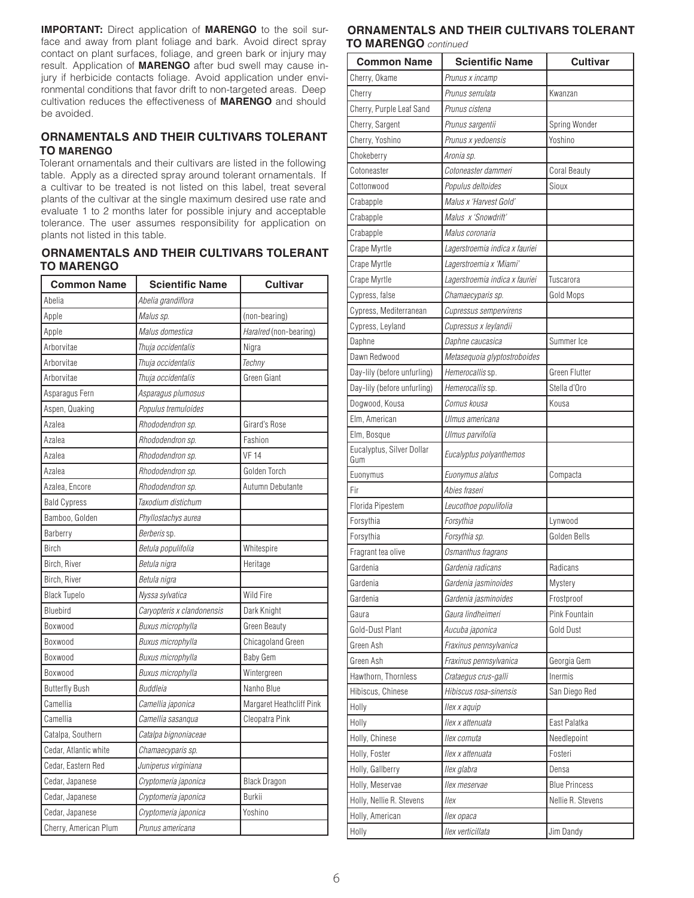**IMPORTANT:** Direct application of **MARENGO** to the soil surface and away from plant foliage and bark. Avoid direct spray contact on plant surfaces, foliage, and green bark or injury may result. Application of **MARENGO** after bud swell may cause injury if herbicide contacts foliage. Avoid application under environmental conditions that favor drift to non-targeted areas. Deep cultivation reduces the effectiveness of **MARENGO** and should be avoided.

## ORNAMENTALS AND THEIR CULTIVARS TOLERANT TO MARENGO

Tolerant ornamentals and their cultivars are listed in the following table. Apply as a directed spray around tolerant ornamentals. If a cultivar to be treated is not listed on this label, treat several plants of the cultivar at the single maximum desired use rate and evaluate 1 to 2 months later for possible injury and acceptable tolerance. The user assumes responsibility for application on plants not listed in this table.

## ORNAMENTALS AND THEIR CULTIVARS TOLERANT TO MARENGO

| Common Name | Scientific Name | Cultivar |
|---|---|---|
| Abelia | *Abelia grandiflora* | |
| Apple | *Malus sp.* | (non-bearing) |
| Apple | *Malus domestica* | *Haralred* (non-bearing) |
| Arborvitae | *Thuja occidentalis* | Nigra |
| Arborvitae | *Thuja occidentalis* | *Techny* |
| Arborvitae | *Thuja occidentalis* | Green Giant |
| Asparagus Fern | *Asparagus plumosus* | |
| Aspen, Quaking | *Populus tremuloides* | |
| Azalea | *Rhododendron sp.* | Girard's Rose |
| Azalea | *Rhododendron sp.* | Fashion |
| Azalea | *Rhododendron sp.* | VF 14 |
| Azalea | *Rhododendron sp.* | Golden Torch |
| Azalea, Encore | *Rhododendron sp.* | Autumn Debutante |
| Bald Cypress | *Taxodium distichum* | |
| Bamboo, Golden | *Phyllostachys aurea* | |
| Barberry | *Berberis* sp. | |
| Birch | *Betula populifolia* | Whitespire |
| Birch, River | *Betula nigra* | Heritage |
| Birch, River | *Betula nigra* | |
| Black Tupelo | *Nyssa sylvatica* | Wild Fire |
| Bluebird | *Caryopteris x clandonensis* | Dark Knight |
| Boxwood | *Buxus microphylla* | Green Beauty |
| Boxwood | *Buxus microphylla* | Chicagoland Green |
| Boxwood | *Buxus microphylla* | Baby Gem |
| Boxwood | *Buxus microphylla* | Wintergreen |
| Butterfly Bush | *Buddleia* | Nanho Blue |
| Camellia | *Camellia japonica* | Margaret Heathcliff Pink |
| Camellia | *Camellia sasanqua* | Cleopatra Pink |
| Catalpa, Southern | *Catalpa bignoniaceae* | |
| Cedar, Atlantic white | *Chamaecyparis sp.* | |
| Cedar, Eastern Red | *Juniperus virginiana* | |
| Cedar, Japanese | *Cryptomeria japonica* | Black Dragon |
| Cedar, Japanese | *Cryptomeria japonica* | Burkii |
| Cedar, Japanese | *Cryptomeria japonica* | Yoshino |
| Cherry, American Plum | *Prunus americana* | |

## ORNAMENTALS AND THEIR CULTIVARS TOLERANT TO MARENGO *continued*

| Common Name | Scientific Name | Cultivar |
|---|---|---|
| Cherry, Okame | *Prunus x incamp* | |
| Cherry | *Prunus serrulata* | Kwanzan |
| Cherry, Purple Leaf Sand | *Prunus cistena* | |
| Cherry, Sargent | *Prunus sargentii* | Spring Wonder |
| Cherry, Yoshino | *Prunus x yedoensis* | Yoshino |
| Chokeberry | *Aronia sp.* | |
| Cotoneaster | *Cotoneaster dammeri* | Coral Beauty |
| Cottonwood | *Populus deltoides* | Sioux |
| Crabapple | *Malus x 'Harvest Gold'* | |
| Crabapple | *Malus x 'Snowdrift'* | |
| Crabapple | *Malus coronaria* | |
| Crape Myrtle | *Lagerstroemia indica x fauriei* | |
| Crape Myrtle | *Lagerstroemia x 'Miami'* | |
| Crape Myrtle | *Lagerstroemia indica x fauriei* | Tuscarora |
| Cypress, false | *Chamaecyparis sp.* | Gold Mops |
| Cypress, Mediterranean | *Cupressus sempervirens* | |
| Cypress, Leyland | *Cupressus x leylandii* | |
| Daphne | *Daphne caucasica* | Summer Ice |
| Dawn Redwood | *Metasequoia glyptostroboides* | |
| Day-lily (before unfurling) | *Hemerocallis* sp. | Green Flutter |
| Day-lily (before unfurling) | *Hemerocallis* sp. | Stella d'Oro |
| Dogwood, Kousa | *Cornus kousa* | Kousa |
| Elm, American | *Ulmus americana* | |
| Elm, Bosque | *Ulmus parvifolia* | |
| Eucalyptus, Silver Dollar Gum | *Eucalyptus polyanthemos* | |
| Euonymus | *Euonymus alatus* | Compacta |
| Fir | *Abies fraseri* | |
| Florida Pipestem | *Leucothoe populifolia* | |
| Forsythia | *Forsythia* | Lynwood |
| Forsythia | *Forsythia sp.* | Golden Bells |
| Fragrant tea olive | *Osmanthus fragrans* | |
| Gardenia | *Gardenia radicans* | Radicans |
| Gardenia | *Gardenia jasminoides* | Mystery |
| Gardenia | *Gardenia jasminoides* | Frostproof |
| Gaura | *Gaura lindheimeri* | Pink Fountain |
| Gold-Dust Plant | *Aucuba japonica* | Gold Dust |
| Green Ash | *Fraxinus pennsylvanica* | |
| Green Ash | *Fraxinus pennsylvanica* | Georgia Gem |
| Hawthorn, Thornless | *Crataegus crus-galli* | Inermis |
| Hibiscus, Chinese | *Hibiscus rosa-sinensis* | San Diego Red |
| Holly | *Ilex x aquip* | |
| Holly | *Ilex x attenuata* | East Palatka |
| Holly, Chinese | *Ilex cornuta* | Needlepoint |
| Holly, Foster | *Ilex x attenuata* | Fosteri |
| Holly, Gallberry | *Ilex glabra* | Densa |
| Holly, Meservae | *Ilex meservae* | Blue Princess |
| Holly, Nellie R. Stevens | *Ilex* | Nellie R. Stevens |
| Holly, American | *Ilex opaca* | |
| Holly | *Ilex verticillata* | Jim Dandy |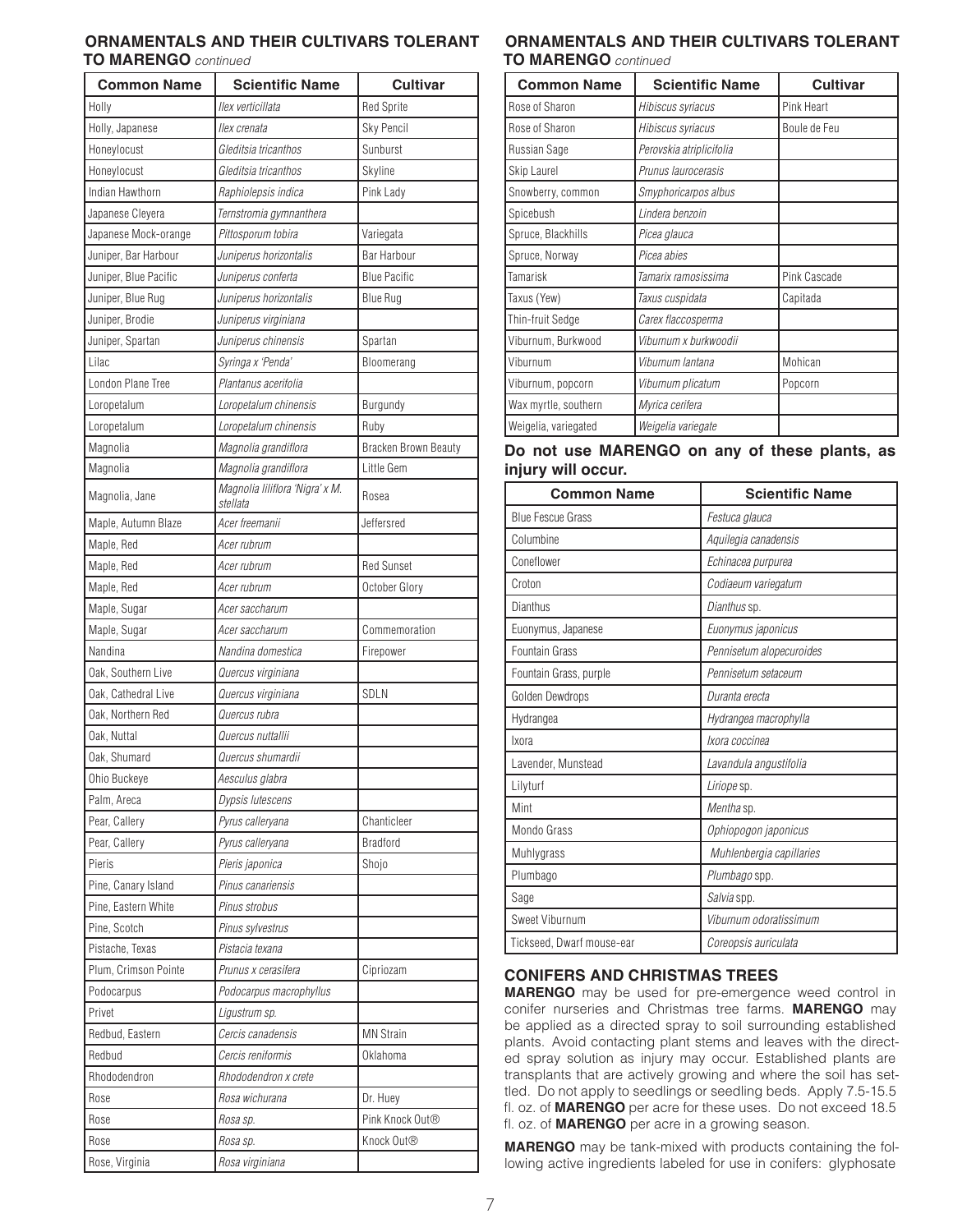## ORNAMENTALS AND THEIR CULTIVARS TOLERANT TO MARENGO *continued*

| Common Name | Scientific Name | Cultivar |
|---|---|---|
| Holly | *Ilex verticillata* | Red Sprite |
| Holly, Japanese | *Ilex crenata* | Sky Pencil |
| Honeylocust | *Gleditsia tricanthos* | Sunburst |
| Honeylocust | *Gleditsia tricanthos* | Skyline |
| Indian Hawthorn | *Raphiolepsis indica* | Pink Lady |
| Japanese Cleyera | *Ternstromia gymnanthera* | |
| Japanese Mock-orange | *Pittosporum tobira* | Variegata |
| Juniper, Bar Harbour | *Juniperus horizontalis* | Bar Harbour |
| Juniper, Blue Pacific | *Juniperus conferta* | Blue Pacific |
| Juniper, Blue Rug | *Juniperus horizontalis* | Blue Rug |
| Juniper, Brodie | *Juniperus virginiana* | |
| Juniper, Spartan | *Juniperus chinensis* | Spartan |
| Lilac | *Syringa x 'Penda'* | Bloomerang |
| London Plane Tree | *Plantanus acerifolia* | |
| Loropetalum | *Loropetalum chinensis* | Burgundy |
| Loropetalum | *Loropetalum chinensis* | Ruby |
| Magnolia | *Magnolia grandiflora* | Bracken Brown Beauty |
| Magnolia | *Magnolia grandiflora* | Little Gem |
| Magnolia, Jane | *Magnolia liliflora 'Nigra' x M. stellata* | Rosea |
| Maple, Autumn Blaze | *Acer freemanii* | Jeffersred |
| Maple, Red | *Acer rubrum* | |
| Maple, Red | *Acer rubrum* | Red Sunset |
| Maple, Red | *Acer rubrum* | October Glory |
| Maple, Sugar | *Acer saccharum* | |
| Maple, Sugar | *Acer saccharum* | Commemoration |
| Nandina | *Nandina domestica* | Firepower |
| Oak, Southern Live | *Quercus virginiana* | |
| Oak, Cathedral Live | *Quercus virginiana* | SDLN |
| Oak, Northern Red | *Quercus rubra* | |
| Oak, Nuttal | *Quercus nuttallii* | |
| Oak, Shumard | *Quercus shumardii* | |
| Ohio Buckeye | *Aesculus glabra* | |
| Palm, Areca | *Dypsis lutescens* | |
| Pear, Callery | *Pyrus calleryana* | Chanticleer |
| Pear, Callery | *Pyrus calleryana* | Bradford |
| Pieris | *Pieris japonica* | Shojo |
| Pine, Canary Island | *Pinus canariensis* | |
| Pine, Eastern White | *Pinus strobus* | |
| Pine, Scotch | *Pinus sylvestrus* | |
| Pistache, Texas | *Pistacia texana* | |
| Plum, Crimson Pointe | *Prunus x cerasifera* | Cipriozam |
| Podocarpus | *Podocarpus macrophyllus* | |
| Privet | *Ligustrum sp.* | |
| Redbud, Eastern | *Cercis canadensis* | MN Strain |
| Redbud | *Cercis reniformis* | Oklahoma |
| Rhododendron | *Rhododendron x crete* | |
| Rose | *Rosa wichurana* | Dr. Huey |
| Rose | *Rosa sp.* | Pink Knock Out® |
| Rose | *Rosa sp.* | Knock Out® |
| Rose, Virginia | *Rosa virginiana* | |
| Rose of Sharon | *Hibiscus syriacus* | Pink Heart |
| Rose of Sharon | *Hibiscus syriacus* | Boule de Feu |
| Russian Sage | *Perovskia atriplicifolia* | |
| Skip Laurel | *Prunus laurocerasis* | |
| Snowberry, common | *Smyphoricarpos albus* | |
| Spicebush | *Lindera benzoin* | |
| Spruce, Blackhills | *Picea glauca* | |
| Spruce, Norway | *Picea abies* | |
| Tamarisk | *Tamarix ramosissima* | Pink Cascade |
| Taxus (Yew) | *Taxus cuspidata* | Capitada |
| Thin-fruit Sedge | *Carex flaccosperma* | |
| Viburnum, Burkwood | *Viburnum x burkwoodii* | |
| Viburnum | *Viburnum lantana* | Mohican |
| Viburnum, popcorn | *Viburnum plicatum* | Popcorn |
| Wax myrtle, southern | *Myrica cerifera* | |
| Weigelia, variegated | *Weigelia variegate* | |

**Do not use MARENGO on any of these plants, as injury will occur.**

| Common Name | Scientific Name |
|---|---|
| Blue Fescue Grass | *Festuca glauca* |
| Columbine | *Aquilegia canadensis* |
| Coneflower | *Echinacea purpurea* |
| Croton | *Codiaeum variegatum* |
| Dianthus | *Dianthus* sp. |
| Euonymus, Japanese | *Euonymus japonicus* |
| Fountain Grass | *Pennisetum alopecuroides* |
| Fountain Grass, purple | *Pennisetum setaceum* |
| Golden Dewdrops | *Duranta erecta* |
| Hydrangea | *Hydrangea macrophylla* |
| Ixora | *Ixora coccinea* |
| Lavender, Munstead | *Lavandula angustifolia* |
| Lilyturf | *Liriope* sp. |
| Mint | *Mentha* sp. |
| Mondo Grass | *Ophiopogon japonicus* |
| Muhlygrass | *Muhlenbergia capillaries* |
| Plumbago | *Plumbago* spp. |
| Sage | *Salvia* spp. |
| Sweet Viburnum | *Viburnum odoratissimum* |
| Tickseed, Dwarf mouse-ear | *Coreopsis auriculata* |

### CONIFERS AND CHRISTMAS TREES

**MARENGO** may be used for pre-emergence weed control in conifer nurseries and Christmas tree farms. **MARENGO** may be applied as a directed spray to soil surrounding established plants. Avoid contacting plant stems and leaves with the directed spray solution as injury may occur. Established plants are transplants that are actively growing and where the soil has settled. Do not apply to seedlings or seedling beds. Apply 7.5-15.5 fl. oz. of **MARENGO** per acre for these uses. Do not exceed 18.5 fl. oz. of **MARENGO** per acre in a growing season.

**MARENGO** may be tank-mixed with products containing the following active ingredients labeled for use in conifers: glyphosate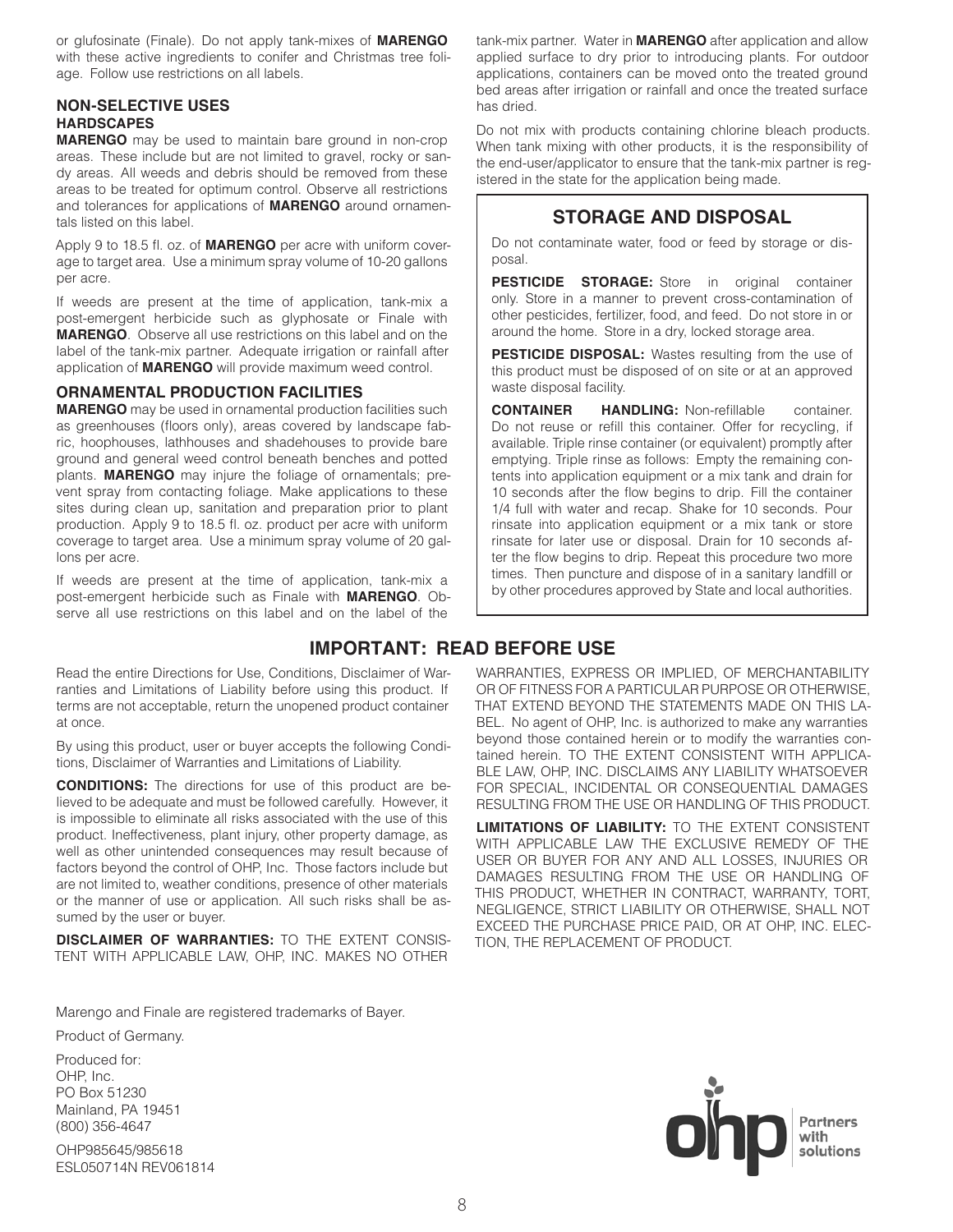or glufosinate (Finale). Do not apply tank-mixes of **MARENGO** with these active ingredients to conifer and Christmas tree foliage. Follow use restrictions on all labels.

## NON-SELECTIVE USES

### HARDSCAPES

**MARENGO** may be used to maintain bare ground in non-crop areas. These include but are not limited to gravel, rocky or sandy areas. All weeds and debris should be removed from these areas to be treated for optimum control. Observe all restrictions and tolerances for applications of **MARENGO** around ornamentals listed on this label.

Apply 9 to 18.5 fl. oz. of **MARENGO** per acre with uniform coverage to target area. Use a minimum spray volume of 10-20 gallons per acre.

If weeds are present at the time of application, tank-mix a post-emergent herbicide such as glyphosate or Finale with **MARENGO**. Observe all use restrictions on this label and on the label of the tank-mix partner. Adequate irrigation or rainfall after application of **MARENGO** will provide maximum weed control.

### ORNAMENTAL PRODUCTION FACILITIES

**MARENGO** may be used in ornamental production facilities such as greenhouses (floors only), areas covered by landscape fabric, hoophouses, lathhouses and shadehouses to provide bare ground and general weed control beneath benches and potted plants. **MARENGO** may injure the foliage of ornamentals; prevent spray from contacting foliage. Make applications to these sites during clean up, sanitation and preparation prior to plant production. Apply 9 to 18.5 fl. oz. product per acre with uniform coverage to target area. Use a minimum spray volume of 20 gallons per acre.

If weeds are present at the time of application, tank-mix a post-emergent herbicide such as Finale with **MARENGO**. Observe all use restrictions on this label and on the label of the tank-mix partner. Water in **MARENGO** after application and allow applied surface to dry prior to introducing plants. For outdoor applications, containers can be moved onto the treated ground bed areas after irrigation or rainfall and once the treated surface has dried.

Do not mix with products containing chlorine bleach products. When tank mixing with other products, it is the responsibility of the end-user/applicator to ensure that the tank-mix partner is registered in the state for the application being made.

## STORAGE AND DISPOSAL

Do not contaminate water, food or feed by storage or disposal.

**PESTICIDE STORAGE:** Store in original container only. Store in a manner to prevent cross-contamination of other pesticides, fertilizer, food, and feed. Do not store in or around the home. Store in a dry, locked storage area.

**PESTICIDE DISPOSAL:** Wastes resulting from the use of this product must be disposed of on site or at an approved waste disposal facility.

**CONTAINER HANDLING:** Non-refillable container. Do not reuse or refill this container. Offer for recycling, if available. Triple rinse container (or equivalent) promptly after emptying. Triple rinse as follows: Empty the remaining contents into application equipment or a mix tank and drain for 10 seconds after the flow begins to drip. Fill the container 1/4 full with water and recap. Shake for 10 seconds. Pour rinsate into application equipment or a mix tank or store rinsate for later use or disposal. Drain for 10 seconds after the flow begins to drip. Repeat this procedure two more times. Then puncture and dispose of in a sanitary landfill or by other procedures approved by State and local authorities.

## IMPORTANT: READ BEFORE USE

Read the entire Directions for Use, Conditions, Disclaimer of Warranties and Limitations of Liability before using this product. If terms are not acceptable, return the unopened product container at once.

By using this product, user or buyer accepts the following Conditions, Disclaimer of Warranties and Limitations of Liability.

**CONDITIONS:** The directions for use of this product are believed to be adequate and must be followed carefully. However, it is impossible to eliminate all risks associated with the use of this product. Ineffectiveness, plant injury, other property damage, as well as other unintended consequences may result because of factors beyond the control of OHP, Inc. Those factors include but are not limited to, weather conditions, presence of other materials or the manner of use or application. All such risks shall be assumed by the user or buyer.

**DISCLAIMER OF WARRANTIES:** TO THE EXTENT CONSISTENT WITH APPLICABLE LAW, OHP, INC. MAKES NO OTHER WARRANTIES, EXPRESS OR IMPLIED, OF MERCHANTABILITY OR OF FITNESS FOR A PARTICULAR PURPOSE OR OTHERWISE, THAT EXTEND BEYOND THE STATEMENTS MADE ON THIS LABEL. No agent of OHP, Inc. is authorized to make any warranties beyond those contained herein or to modify the warranties contained herein. TO THE EXTENT CONSISTENT WITH APPLICABLE LAW, OHP, INC. DISCLAIMS ANY LIABILITY WHATSOEVER FOR SPECIAL, INCIDENTAL OR CONSEQUENTIAL DAMAGES RESULTING FROM THE USE OR HANDLING OF THIS PRODUCT.

**LIMITATIONS OF LIABILITY:** TO THE EXTENT CONSISTENT WITH APPLICABLE LAW THE EXCLUSIVE REMEDY OF THE USER OR BUYER FOR ANY AND ALL LOSSES, INJURIES OR DAMAGES RESULTING FROM THE USE OR HANDLING OF THIS PRODUCT, WHETHER IN CONTRACT, WARRANTY, TORT, NEGLIGENCE, STRICT LIABILITY OR OTHERWISE, SHALL NOT EXCEED THE PURCHASE PRICE PAID, OR AT OHP, INC. ELECTION, THE REPLACEMENT OF PRODUCT.

Marengo and Finale are registered trademarks of Bayer.

Product of Germany.

Produced for:
OHP, Inc.
PO Box 51230
Mainland, PA 19451
(800) 356-4647

OHP985645/985618
ESL050714N REV061814

ohp Partners with solutions